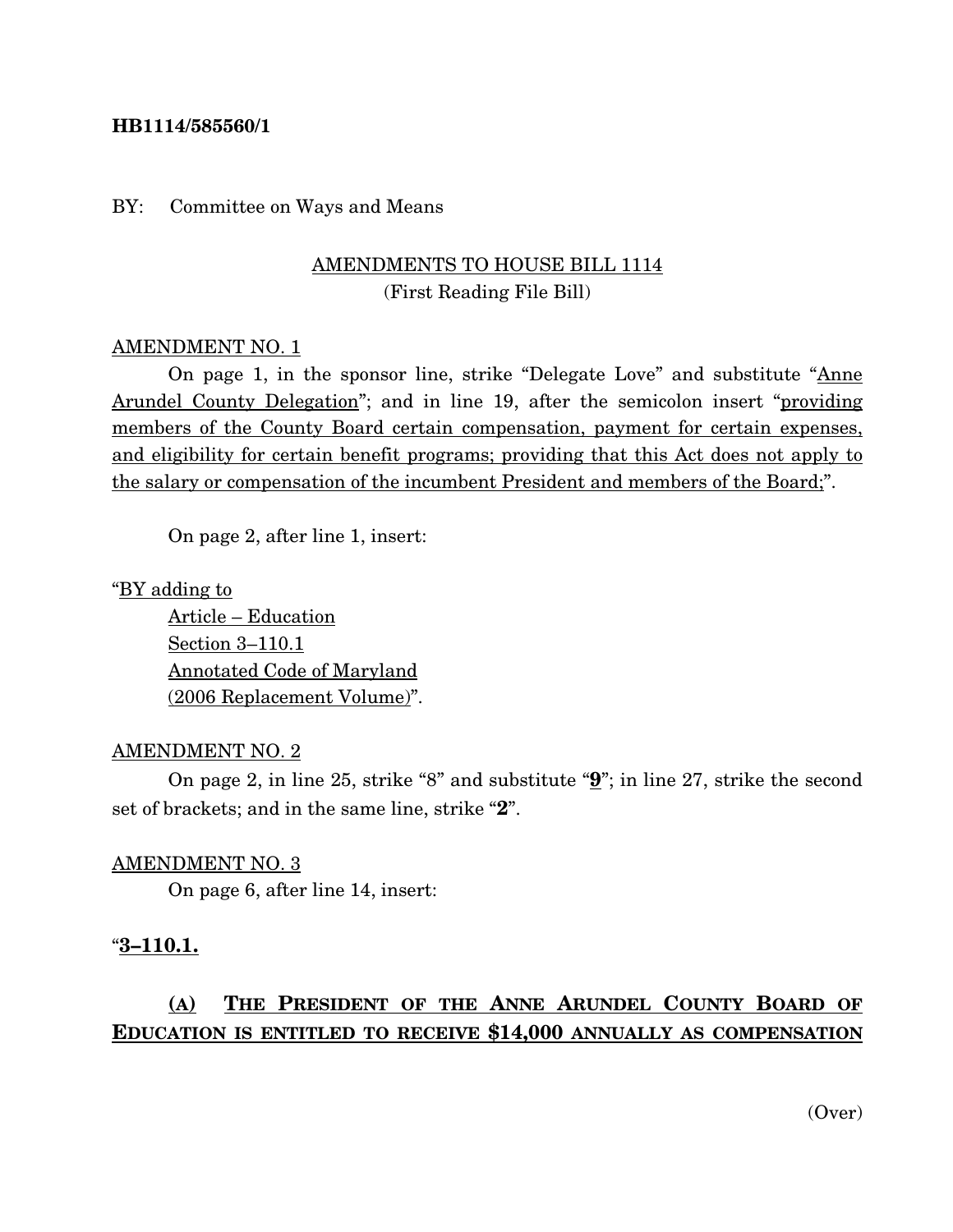**HB1114/585560/1**

BY: Committee on Ways and Means

AMENDMENTS TO HOUSE BILL 1114
(First Reading File Bill)

AMENDMENT NO. 1

On page 1, in the sponsor line, strike "Delegate Love" and substitute "Anne Arundel County Delegation"; and in line 19, after the semicolon insert "providing members of the County Board certain compensation, payment for certain expenses, and eligibility for certain benefit programs; providing that this Act does not apply to the salary or compensation of the incumbent President and members of the Board;".

On page 2, after line 1, insert:

"BY adding to
Article – Education
Section 3–110.1
Annotated Code of Maryland
(2006 Replacement Volume)".

AMENDMENT NO. 2

On page 2, in line 25, strike "8" and substitute "**9**"; in line 27, strike the second set of brackets; and in the same line, strike "**2**".

AMENDMENT NO. 3

On page 6, after line 14, insert:

"**3–110.1.**

**(A) THE PRESIDENT OF THE ANNE ARUNDEL COUNTY BOARD OF EDUCATION IS ENTITLED TO RECEIVE $14,000 ANNUALLY AS COMPENSATION**

(Over)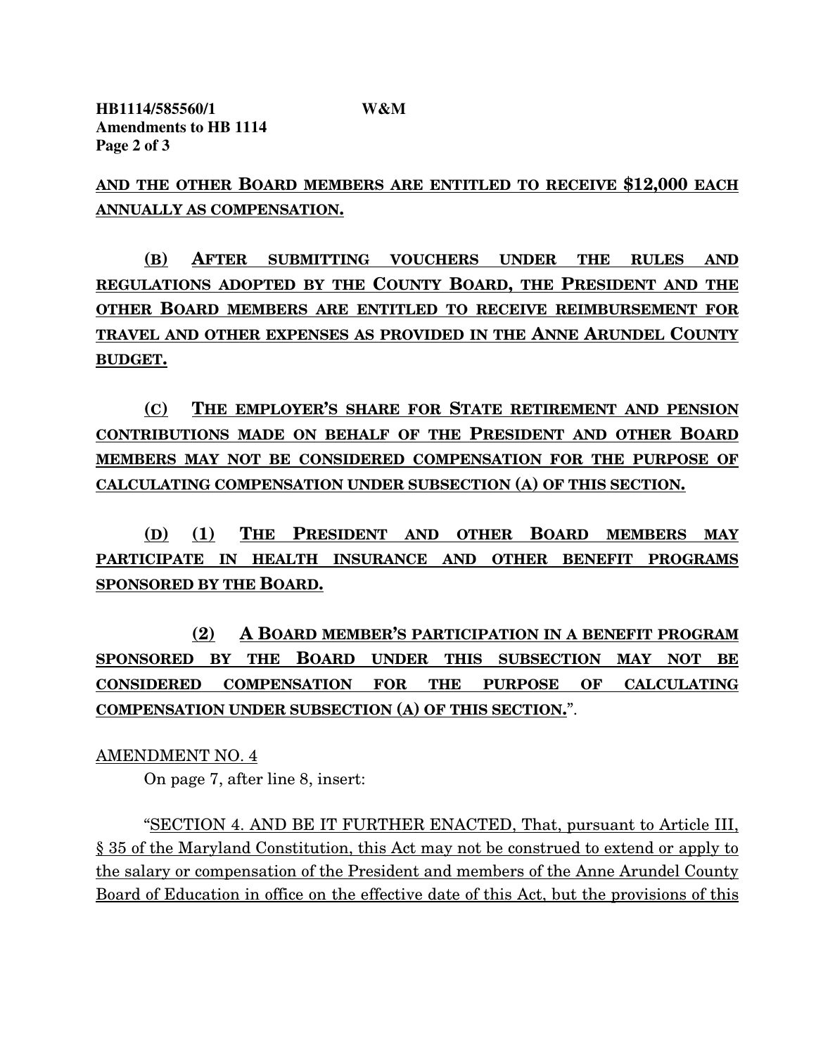HB1114/585560/1 W&M
Amendments to HB 1114
Page 2 of 3

**AND THE OTHER BOARD MEMBERS ARE ENTITLED TO RECEIVE $12,000 EACH ANNUALLY AS COMPENSATION.**

**(B) AFTER SUBMITTING VOUCHERS UNDER THE RULES AND REGULATIONS ADOPTED BY THE COUNTY BOARD, THE PRESIDENT AND THE OTHER BOARD MEMBERS ARE ENTITLED TO RECEIVE REIMBURSEMENT FOR TRAVEL AND OTHER EXPENSES AS PROVIDED IN THE ANNE ARUNDEL COUNTY BUDGET.**

**(C) THE EMPLOYER'S SHARE FOR STATE RETIREMENT AND PENSION CONTRIBUTIONS MADE ON BEHALF OF THE PRESIDENT AND OTHER BOARD MEMBERS MAY NOT BE CONSIDERED COMPENSATION FOR THE PURPOSE OF CALCULATING COMPENSATION UNDER SUBSECTION (A) OF THIS SECTION.**

**(D) (1) THE PRESIDENT AND OTHER BOARD MEMBERS MAY PARTICIPATE IN HEALTH INSURANCE AND OTHER BENEFIT PROGRAMS SPONSORED BY THE BOARD.**

**(2) A BOARD MEMBER'S PARTICIPATION IN A BENEFIT PROGRAM SPONSORED BY THE BOARD UNDER THIS SUBSECTION MAY NOT BE CONSIDERED COMPENSATION FOR THE PURPOSE OF CALCULATING COMPENSATION UNDER SUBSECTION (A) OF THIS SECTION.**".

AMENDMENT NO. 4

On page 7, after line 8, insert:

"SECTION 4. AND BE IT FURTHER ENACTED, That, pursuant to Article III, § 35 of the Maryland Constitution, this Act may not be construed to extend or apply to the salary or compensation of the President and members of the Anne Arundel County Board of Education in office on the effective date of this Act, but the provisions of this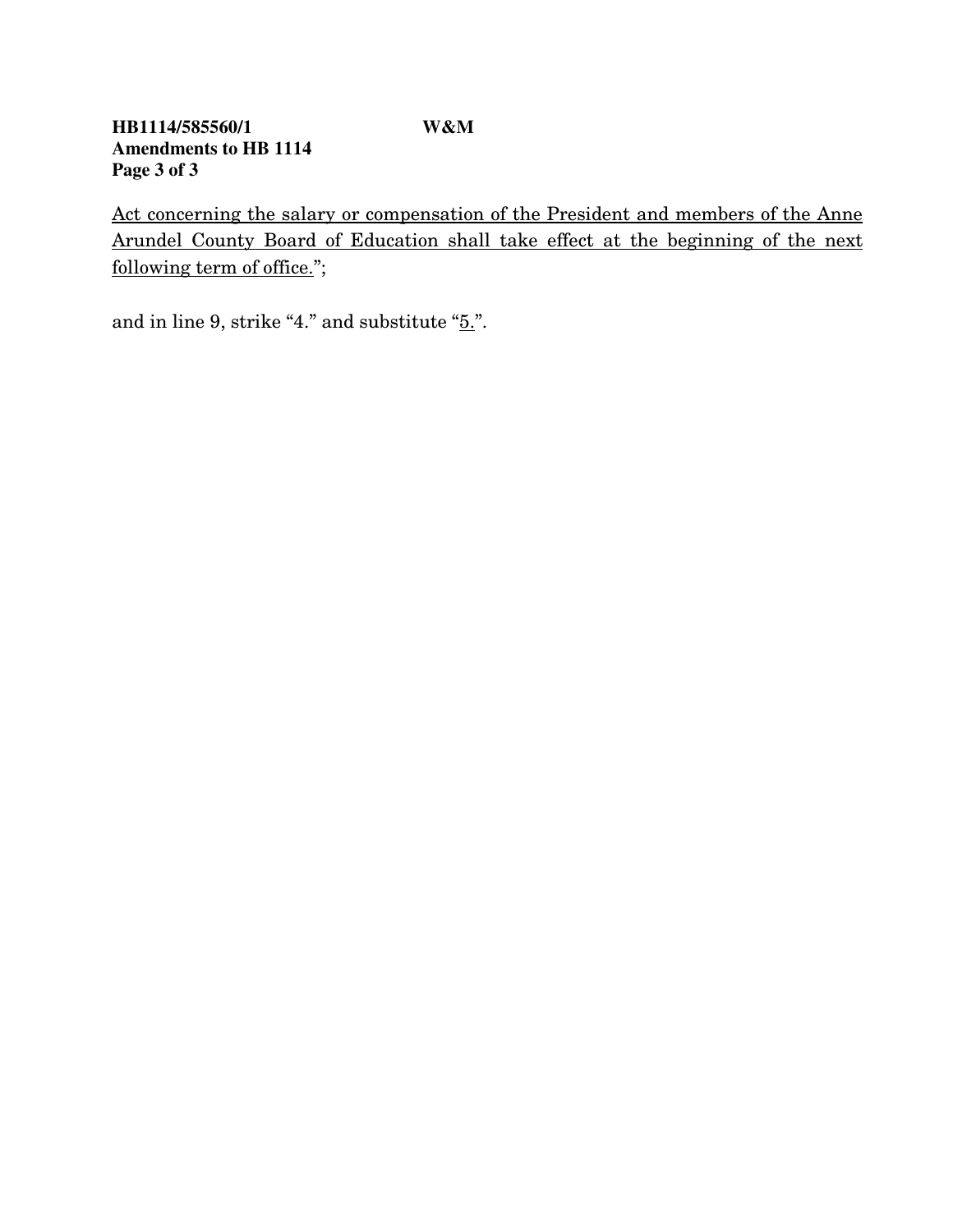Act concerning the salary or compensation of the President and members of the Anne Arundel County Board of Education shall take effect at the beginning of the next following term of office.";

and in line 9, strike "4." and substitute "5.".